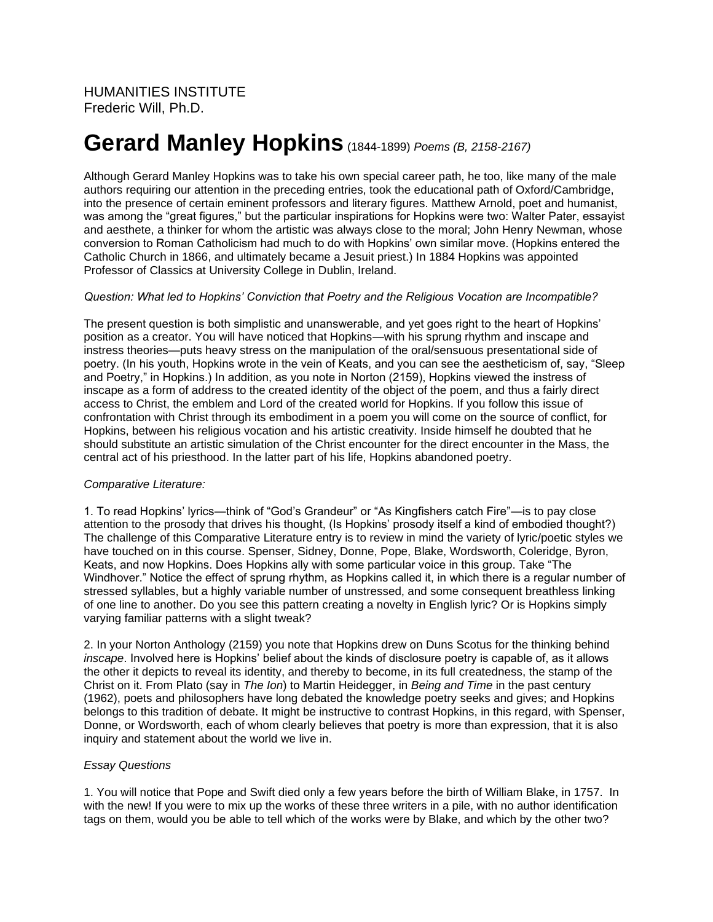HUMANITIES INSTITUTE
Frederic Will, Ph.D.

# Gerard Manley Hopkins (1844-1899) *Poems (B, 2158-2167)*

Although Gerard Manley Hopkins was to take his own special career path, he too, like many of the male authors requiring our attention in the preceding entries, took the educational path of Oxford/Cambridge, into the presence of certain eminent professors and literary figures. Matthew Arnold, poet and humanist, was among the "great figures," but the particular inspirations for Hopkins were two: Walter Pater, essayist and aesthete, a thinker for whom the artistic was always close to the moral; John Henry Newman, whose conversion to Roman Catholicism had much to do with Hopkins' own similar move. (Hopkins entered the Catholic Church in 1866, and ultimately became a Jesuit priest.) In 1884 Hopkins was appointed Professor of Classics at University College in Dublin, Ireland.

*Question: What led to Hopkins' Conviction that Poetry and the Religious Vocation are Incompatible?*

The present question is both simplistic and unanswerable, and yet goes right to the heart of Hopkins' position as a creator. You will have noticed that Hopkins—with his sprung rhythm and inscape and instress theories—puts heavy stress on the manipulation of the oral/sensuous presentational side of poetry. (In his youth, Hopkins wrote in the vein of Keats, and you can see the aestheticism of, say, "Sleep and Poetry," in Hopkins.) In addition, as you note in Norton (2159), Hopkins viewed the instress of inscape as a form of address to the created identity of the object of the poem, and thus a fairly direct access to Christ, the emblem and Lord of the created world for Hopkins. If you follow this issue of confrontation with Christ through its embodiment in a poem you will come on the source of conflict, for Hopkins, between his religious vocation and his artistic creativity. Inside himself he doubted that he should substitute an artistic simulation of the Christ encounter for the direct encounter in the Mass, the central act of his priesthood. In the latter part of his life, Hopkins abandoned poetry.

*Comparative Literature:*

1. To read Hopkins' lyrics—think of "God's Grandeur" or "As Kingfishers catch Fire"—is to pay close attention to the prosody that drives his thought, (Is Hopkins' prosody itself a kind of embodied thought?) The challenge of this Comparative Literature entry is to review in mind the variety of lyric/poetic styles we have touched on in this course. Spenser, Sidney, Donne, Pope, Blake, Wordsworth, Coleridge, Byron, Keats, and now Hopkins. Does Hopkins ally with some particular voice in this group. Take "The Windhover." Notice the effect of sprung rhythm, as Hopkins called it, in which there is a regular number of stressed syllables, but a highly variable number of unstressed, and some consequent breathless linking of one line to another. Do you see this pattern creating a novelty in English lyric? Or is Hopkins simply varying familiar patterns with a slight tweak?

2. In your Norton Anthology (2159) you note that Hopkins drew on Duns Scotus for the thinking behind *inscape*. Involved here is Hopkins' belief about the kinds of disclosure poetry is capable of, as it allows the other it depicts to reveal its identity, and thereby to become, in its full createdness, the stamp of the Christ on it. From Plato (say in *The Ion*) to Martin Heidegger, in *Being and Time* in the past century (1962), poets and philosophers have long debated the knowledge poetry seeks and gives; and Hopkins belongs to this tradition of debate. It might be instructive to contrast Hopkins, in this regard, with Spenser, Donne, or Wordsworth, each of whom clearly believes that poetry is more than expression, that it is also inquiry and statement about the world we live in.

*Essay Questions*

1. You will notice that Pope and Swift died only a few years before the birth of William Blake, in 1757. In with the new! If you were to mix up the works of these three writers in a pile, with no author identification tags on them, would you be able to tell which of the works were by Blake, and which by the other two?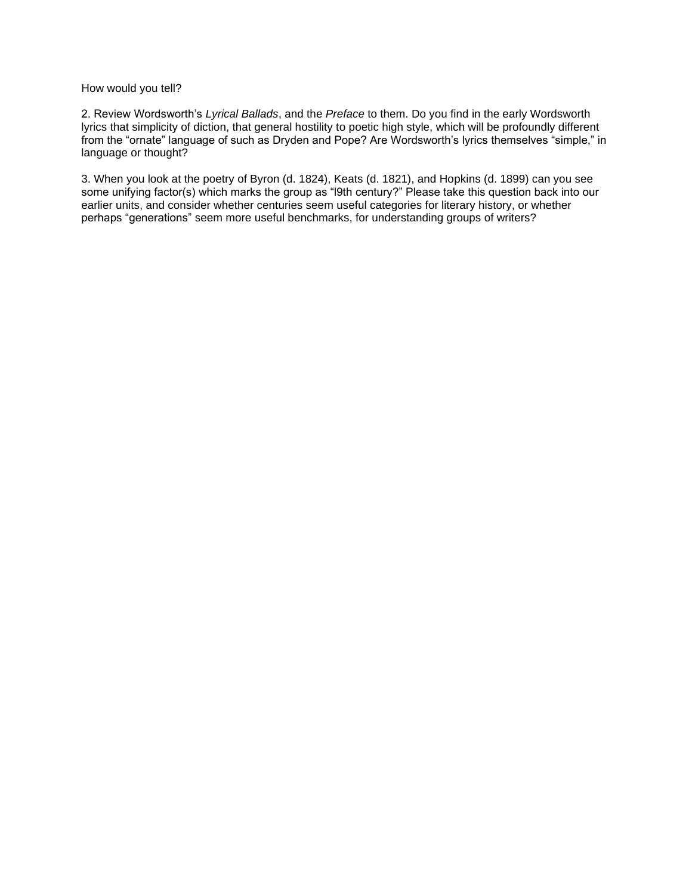How would you tell?

2. Review Wordsworth's *Lyrical Ballads*, and the *Preface* to them. Do you find in the early Wordsworth lyrics that simplicity of diction, that general hostility to poetic high style, which will be profoundly different from the "ornate" language of such as Dryden and Pope? Are Wordsworth's lyrics themselves "simple," in language or thought?

3. When you look at the poetry of Byron (d. 1824), Keats (d. 1821), and Hopkins (d. 1899) can you see some unifying factor(s) which marks the group as "l9th century?" Please take this question back into our earlier units, and consider whether centuries seem useful categories for literary history, or whether perhaps "generations" seem more useful benchmarks, for understanding groups of writers?